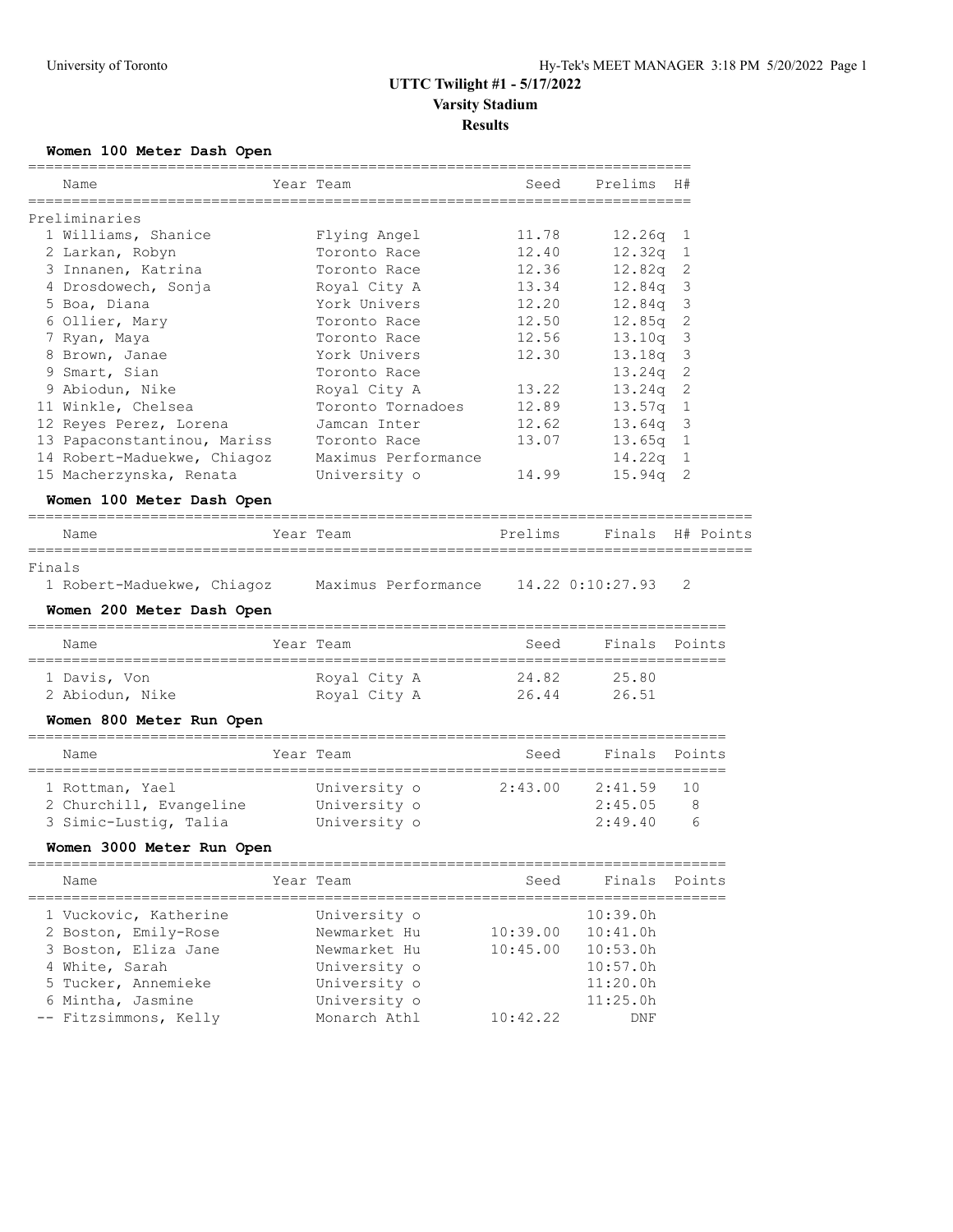University of Toronto

Hy-Tek's MEET MANAGER 3:18 PM 5/20/2022

# UTTC Twilight #1 - 5/17/2022

## Varsity Stadium

## Results

### Women 100 Meter Dash Open

| | Name | Year | Team | Seed | Prelims | H# |
|---|---|---|---|---|---|---|
| **Preliminaries** | | | | | | |
| 1 | Williams, Shanice | | Flying Angel | 11.78 | 12.26q | 1 |
| 2 | Larkan, Robyn | | Toronto Race | 12.40 | 12.32q | 1 |
| 3 | Innanen, Katrina | | Toronto Race | 12.36 | 12.82q | 2 |
| 4 | Drosdowech, Sonja | | Royal City A | 13.34 | 12.84q | 3 |
| 5 | Boa, Diana | | York Univers | 12.20 | 12.84q | 3 |
| 6 | Ollier, Mary | | Toronto Race | 12.50 | 12.85q | 2 |
| 7 | Ryan, Maya | | Toronto Race | 12.56 | 13.10q | 3 |
| 8 | Brown, Janae | | York Univers | 12.30 | 13.18q | 3 |
| 9 | Smart, Sian | | Toronto Race | | 13.24q | 2 |
| 9 | Abiodun, Nike | | Royal City A | 13.22 | 13.24q | 2 |
| 11 | Winkle, Chelsea | | Toronto Tornadoes | 12.89 | 13.57q | 1 |
| 12 | Reyes Perez, Lorena | | Jamcan Inter | 12.62 | 13.64q | 3 |
| 13 | Papaconstantinou, Mariss | | Toronto Race | 13.07 | 13.65q | 1 |
| 14 | Robert-Maduekwe, Chiagoz | | Maximus Performance | | 14.22q | 1 |
| 15 | Macherzynska, Renata | | University o | 14.99 | 15.94q | 2 |

### Women 100 Meter Dash Open

| | Name | Year | Team | Prelims | Finals | H# | Points |
|---|---|---|---|---|---|---|---|
| **Finals** | | | | | | | |
| 1 | Robert-Maduekwe, Chiagoz | | Maximus Performance | 14.22 | 0:10:27.93 | 2 | |

### Women 200 Meter Dash Open

| | Name | Year | Team | Seed | Finals | Points |
|---|---|---|---|---|---|---|
| 1 | Davis, Von | | Royal City A | 24.82 | 25.80 | |
| 2 | Abiodun, Nike | | Royal City A | 26.44 | 26.51 | |

### Women 800 Meter Run Open

| | Name | Year | Team | Seed | Finals | Points |
|---|---|---|---|---|---|---|
| 1 | Rottman, Yael | | University o | 2:43.00 | 2:41.59 | 10 |
| 2 | Churchill, Evangeline | | University o | | 2:45.05 | 8 |
| 3 | Simic-Lustig, Talia | | University o | | 2:49.40 | 6 |

### Women 3000 Meter Run Open

| | Name | Year | Team | Seed | Finals | Points |
|---|---|---|---|---|---|---|
| 1 | Vuckovic, Katherine | | University o | | 10:39.0h | |
| 2 | Boston, Emily-Rose | | Newmarket Hu | 10:39.00 | 10:41.0h | |
| 3 | Boston, Eliza Jane | | Newmarket Hu | 10:45.00 | 10:53.0h | |
| 4 | White, Sarah | | University o | | 10:57.0h | |
| 5 | Tucker, Annemieke | | University o | | 11:20.0h | |
| 6 | Mintha, Jasmine | | University o | | 11:25.0h | |
| -- | Fitzsimmons, Kelly | | Monarch Athl | 10:42.22 | DNF | |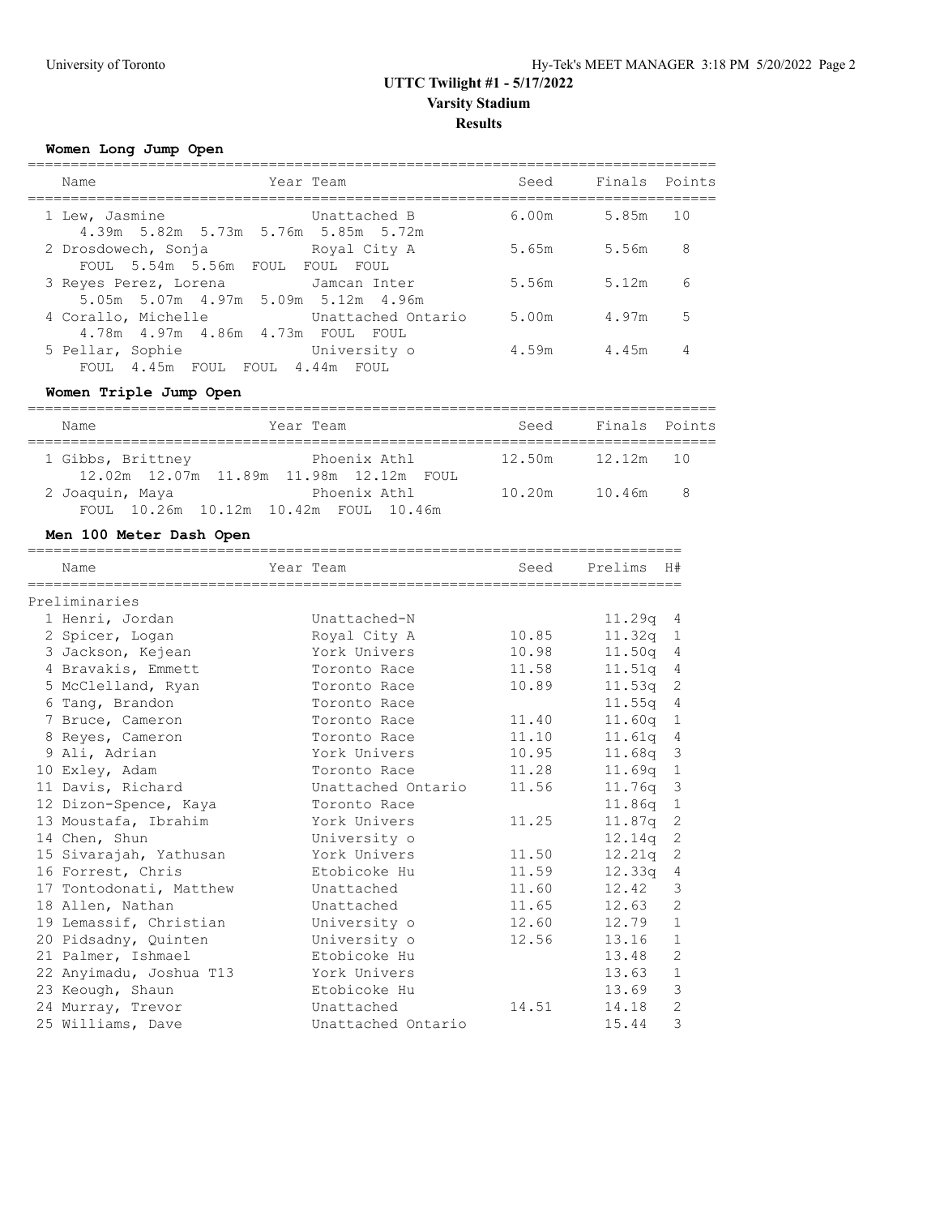# UTTC Twilight #1 - 5/17/2022

## Varsity Stadium

## Results

### Women Long Jump Open

| | Name | Year | Team | Seed | Finals | Points |
|---|---|---|---|---|---|---|
| 1 | Lew, Jasmine | | Unattached B | 6.00m | 5.85m | 10 |
| | 4.39m 5.82m 5.73m 5.76m 5.85m 5.72m | | | | | |
| 2 | Drosdowech, Sonja | | Royal City A | 5.65m | 5.56m | 8 |
| | FOUL 5.54m 5.56m FOUL FOUL FOUL | | | | | |
| 3 | Reyes Perez, Lorena | | Jamcan Inter | 5.56m | 5.12m | 6 |
| | 5.05m 5.07m 4.97m 5.09m 5.12m 4.96m | | | | | |
| 4 | Corallo, Michelle | | Unattached Ontario | 5.00m | 4.97m | 5 |
| | 4.78m 4.97m 4.86m 4.73m FOUL FOUL | | | | | |
| 5 | Pellar, Sophie | | University o | 4.59m | 4.45m | 4 |
| | FOUL 4.45m FOUL FOUL 4.44m FOUL | | | | | |

### Women Triple Jump Open

| | Name | Year | Team | Seed | Finals | Points |
|---|---|---|---|---|---|---|
| 1 | Gibbs, Brittney | | Phoenix Athl | 12.50m | 12.12m | 10 |
| | 12.02m 12.07m 11.89m 11.98m 12.12m FOUL | | | | | |
| 2 | Joaquin, Maya | | Phoenix Athl | 10.20m | 10.46m | 8 |
| | FOUL 10.26m 10.12m 10.42m FOUL 10.46m | | | | | |

### Men 100 Meter Dash Open

Preliminaries

| | Name | Year | Team | Seed | Prelims | H# |
|---|---|---|---|---|---|---|
| 1 | Henri, Jordan | | Unattached-N | | 11.29q | 4 |
| 2 | Spicer, Logan | | Royal City A | 10.85 | 11.32q | 1 |
| 3 | Jackson, Kejean | | York Univers | 10.98 | 11.50q | 4 |
| 4 | Bravakis, Emmett | | Toronto Race | 11.58 | 11.51q | 4 |
| 5 | McClelland, Ryan | | Toronto Race | 10.89 | 11.53q | 2 |
| 6 | Tang, Brandon | | Toronto Race | | 11.55q | 4 |
| 7 | Bruce, Cameron | | Toronto Race | 11.40 | 11.60q | 1 |
| 8 | Reyes, Cameron | | Toronto Race | 11.10 | 11.61q | 4 |
| 9 | Ali, Adrian | | York Univers | 10.95 | 11.68q | 3 |
| 10 | Exley, Adam | | Toronto Race | 11.28 | 11.69q | 1 |
| 11 | Davis, Richard | | Unattached Ontario | 11.56 | 11.76q | 3 |
| 12 | Dizon-Spence, Kaya | | Toronto Race | | 11.86q | 1 |
| 13 | Moustafa, Ibrahim | | York Univers | 11.25 | 11.87q | 2 |
| 14 | Chen, Shun | | University o | | 12.14q | 2 |
| 15 | Sivarajah, Yathusan | | York Univers | 11.50 | 12.21q | 2 |
| 16 | Forrest, Chris | | Etobicoke Hu | 11.59 | 12.33q | 4 |
| 17 | Tontodonati, Matthew | | Unattached | 11.60 | 12.42 | 3 |
| 18 | Allen, Nathan | | Unattached | 11.65 | 12.63 | 2 |
| 19 | Lemassif, Christian | | University o | 12.60 | 12.79 | 1 |
| 20 | Pidsadny, Quinten | | University o | 12.56 | 13.16 | 1 |
| 21 | Palmer, Ishmael | | Etobicoke Hu | | 13.48 | 2 |
| 22 | Anyimadu, Joshua T13 | | York Univers | | 13.63 | 1 |
| 23 | Keough, Shaun | | Etobicoke Hu | | 13.69 | 3 |
| 24 | Murray, Trevor | | Unattached | 14.51 | 14.18 | 2 |
| 25 | Williams, Dave | | Unattached Ontario | | 15.44 | 3 |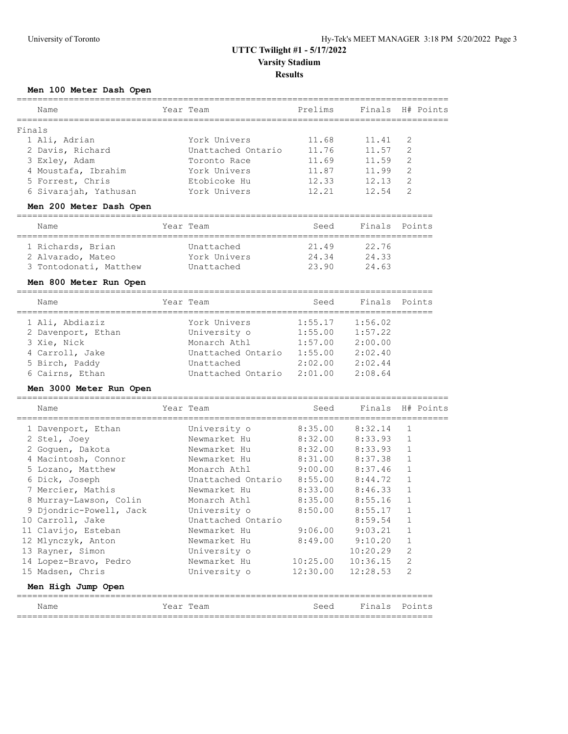# UTTC Twilight #1 - 5/17/2022

## Varsity Stadium

## Results

### Men 100 Meter Dash Open

| | Name | Year | Team | Prelims | Finals | H# | Points |
|---|---|---|---|---|---|---|---|
| **Finals** | | | | | | | |
| 1 | Ali, Adrian | | York Univers | 11.68 | 11.41 | 2 | |
| 2 | Davis, Richard | | Unattached Ontario | 11.76 | 11.57 | 2 | |
| 3 | Exley, Adam | | Toronto Race | 11.69 | 11.59 | 2 | |
| 4 | Moustafa, Ibrahim | | York Univers | 11.87 | 11.99 | 2 | |
| 5 | Forrest, Chris | | Etobicoke Hu | 12.33 | 12.13 | 2 | |
| 6 | Sivarajah, Yathusan | | York Univers | 12.21 | 12.54 | 2 | |

### Men 200 Meter Dash Open

| | Name | Year | Team | Seed | Finals | Points |
|---|---|---|---|---|---|---|
| 1 | Richards, Brian | | Unattached | 21.49 | 22.76 | |
| 2 | Alvarado, Mateo | | York Univers | 24.34 | 24.33 | |
| 3 | Tontodonati, Matthew | | Unattached | 23.90 | 24.63 | |

### Men 800 Meter Run Open

| | Name | Year | Team | Seed | Finals | Points |
|---|---|---|---|---|---|---|
| 1 | Ali, Abdiaziz | | York Univers | 1:55.17 | 1:56.02 | |
| 2 | Davenport, Ethan | | University o | 1:55.00 | 1:57.22 | |
| 3 | Xie, Nick | | Monarch Athl | 1:57.00 | 2:00.00 | |
| 4 | Carroll, Jake | | Unattached Ontario | 1:55.00 | 2:02.40 | |
| 5 | Birch, Paddy | | Unattached | 2:02.00 | 2:02.44 | |
| 6 | Cairns, Ethan | | Unattached Ontario | 2:01.00 | 2:08.64 | |

### Men 3000 Meter Run Open

| | Name | Year | Team | Seed | Finals | H# | Points |
|---|---|---|---|---|---|---|---|
| 1 | Davenport, Ethan | | University o | 8:35.00 | 8:32.14 | 1 | |
| 2 | Stel, Joey | | Newmarket Hu | 8:32.00 | 8:33.93 | 1 | |
| 2 | Goguen, Dakota | | Newmarket Hu | 8:32.00 | 8:33.93 | 1 | |
| 4 | Macintosh, Connor | | Newmarket Hu | 8:31.00 | 8:37.38 | 1 | |
| 5 | Lozano, Matthew | | Monarch Athl | 9:00.00 | 8:37.46 | 1 | |
| 6 | Dick, Joseph | | Unattached Ontario | 8:55.00 | 8:44.72 | 1 | |
| 7 | Mercier, Mathis | | Newmarket Hu | 8:33.00 | 8:46.33 | 1 | |
| 8 | Murray-Lawson, Colin | | Monarch Athl | 8:35.00 | 8:55.16 | 1 | |
| 9 | Djondric-Powell, Jack | | University o | 8:50.00 | 8:55.17 | 1 | |
| 10 | Carroll, Jake | | Unattached Ontario | | 8:59.54 | 1 | |
| 11 | Clavijo, Esteban | | Newmarket Hu | 9:06.00 | 9:03.21 | 1 | |
| 12 | Mlynczyk, Anton | | Newmarket Hu | 8:49.00 | 9:10.20 | 1 | |
| 13 | Rayner, Simon | | University o | | 10:20.29 | 2 | |
| 14 | Lopez-Bravo, Pedro | | Newmarket Hu | 10:25.00 | 10:36.15 | 2 | |
| 15 | Madsen, Chris | | University o | 12:30.00 | 12:28.53 | 2 | |

### Men High Jump Open

| Name | Year | Team | Seed | Finals | Points |
|---|---|---|---|---|---|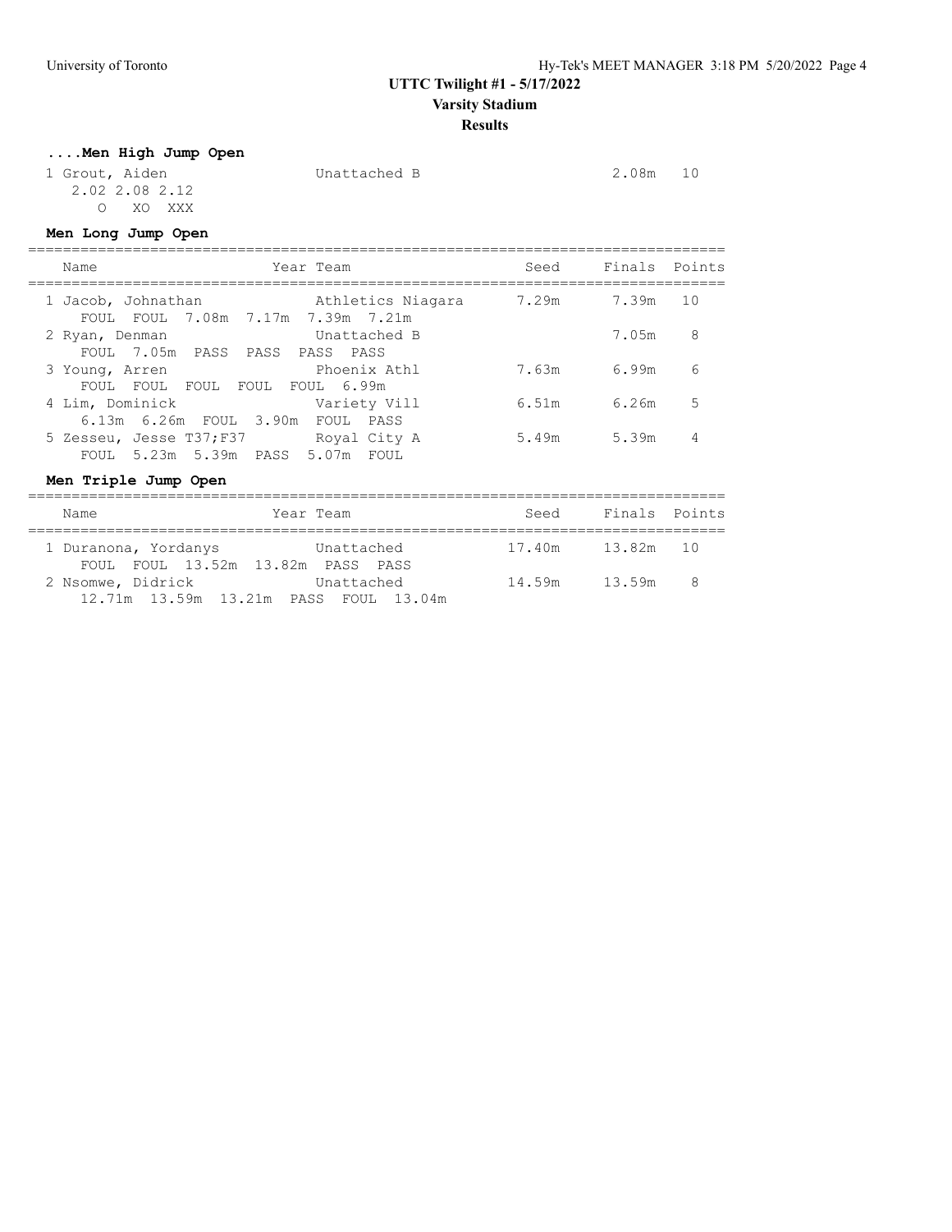# UTTC Twilight #1 - 5/17/2022

## Varsity Stadium

### Results

#### ....Men High Jump Open

| | | | |
|---|---|---|---|
| 1 Grout, Aiden | Unattached B | 2.08m | 10 |

2.02 2.08 2.12
O XO XXX

#### Men Long Jump Open

| Name | Year Team | Seed | Finals | Points |
|---|---|---|---|---|
| 1 Jacob, Johnathan | Athletics Niagara | 7.29m | 7.39m | 10 |
| FOUL FOUL 7.08m 7.17m 7.39m 7.21m | | | | |
| 2 Ryan, Denman | Unattached B | | 7.05m | 8 |
| FOUL 7.05m PASS PASS PASS PASS | | | | |
| 3 Young, Arren | Phoenix Athl | 7.63m | 6.99m | 6 |
| FOUL FOUL FOUL FOUL FOUL 6.99m | | | | |
| 4 Lim, Dominick | Variety Vill | 6.51m | 6.26m | 5 |
| 6.13m 6.26m FOUL 3.90m FOUL PASS | | | | |
| 5 Zesseu, Jesse T37;F37 | Royal City A | 5.49m | 5.39m | 4 |
| FOUL 5.23m 5.39m PASS 5.07m FOUL | | | | |

#### Men Triple Jump Open

| Name | Year Team | Seed | Finals | Points |
|---|---|---|---|---|
| 1 Duranona, Yordanys | Unattached | 17.40m | 13.82m | 10 |
| FOUL FOUL 13.52m 13.82m PASS PASS | | | | |
| 2 Nsomwe, Didrick | Unattached | 14.59m | 13.59m | 8 |
| 12.71m 13.59m 13.21m PASS FOUL 13.04m | | | | |